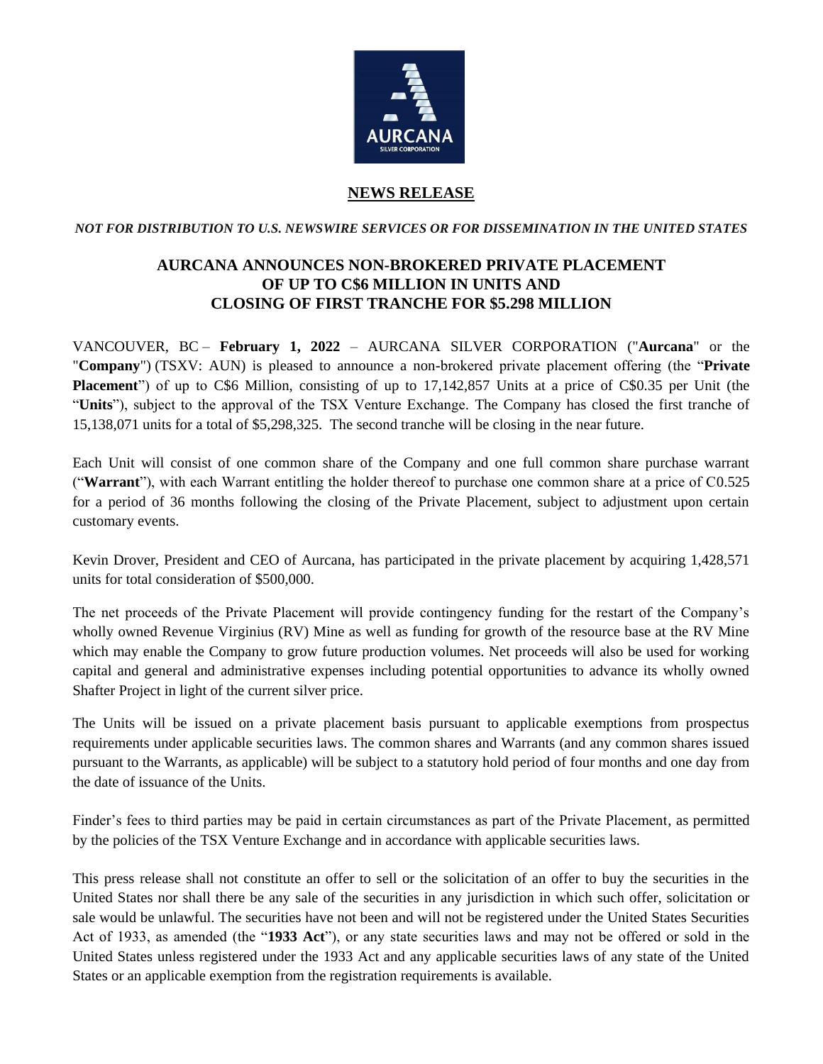## NEWS RELEASE

*NOT FOR DISTRIBUTION TO U.S. NEWSWIRE SERVICES OR FOR DISSEMINATION IN THE UNITED STATES*

# AURCANA ANNOUNCES NON-BROKERED PRIVATE PLACEMENT OF UP TO C$6 MILLION IN UNITS AND CLOSING OF FIRST TRANCHE FOR $5.298 MILLION

VANCOUVER, BC – **February 1, 2022** – AURCANA SILVER CORPORATION ("**Aurcana**" or the "**Company**") (TSXV: AUN) is pleased to announce a non-brokered private placement offering (the "**Private Placement**") of up to C$6 Million, consisting of up to 17,142,857 Units at a price of C$0.35 per Unit (the "**Units**"), subject to the approval of the TSX Venture Exchange. The Company has closed the first tranche of 15,138,071 units for a total of $5,298,325. The second tranche will be closing in the near future.

Each Unit will consist of one common share of the Company and one full common share purchase warrant ("**Warrant**"), with each Warrant entitling the holder thereof to purchase one common share at a price of C0.525 for a period of 36 months following the closing of the Private Placement, subject to adjustment upon certain customary events.

Kevin Drover, President and CEO of Aurcana, has participated in the private placement by acquiring 1,428,571 units for total consideration of $500,000.

The net proceeds of the Private Placement will provide contingency funding for the restart of the Company's wholly owned Revenue Virginius (RV) Mine as well as funding for growth of the resource base at the RV Mine which may enable the Company to grow future production volumes. Net proceeds will also be used for working capital and general and administrative expenses including potential opportunities to advance its wholly owned Shafter Project in light of the current silver price.

The Units will be issued on a private placement basis pursuant to applicable exemptions from prospectus requirements under applicable securities laws. The common shares and Warrants (and any common shares issued pursuant to the Warrants, as applicable) will be subject to a statutory hold period of four months and one day from the date of issuance of the Units.

Finder's fees to third parties may be paid in certain circumstances as part of the Private Placement, as permitted by the policies of the TSX Venture Exchange and in accordance with applicable securities laws.

This press release shall not constitute an offer to sell or the solicitation of an offer to buy the securities in the United States nor shall there be any sale of the securities in any jurisdiction in which such offer, solicitation or sale would be unlawful. The securities have not been and will not be registered under the United States Securities Act of 1933, as amended (the "**1933 Act**"), or any state securities laws and may not be offered or sold in the United States unless registered under the 1933 Act and any applicable securities laws of any state of the United States or an applicable exemption from the registration requirements is available.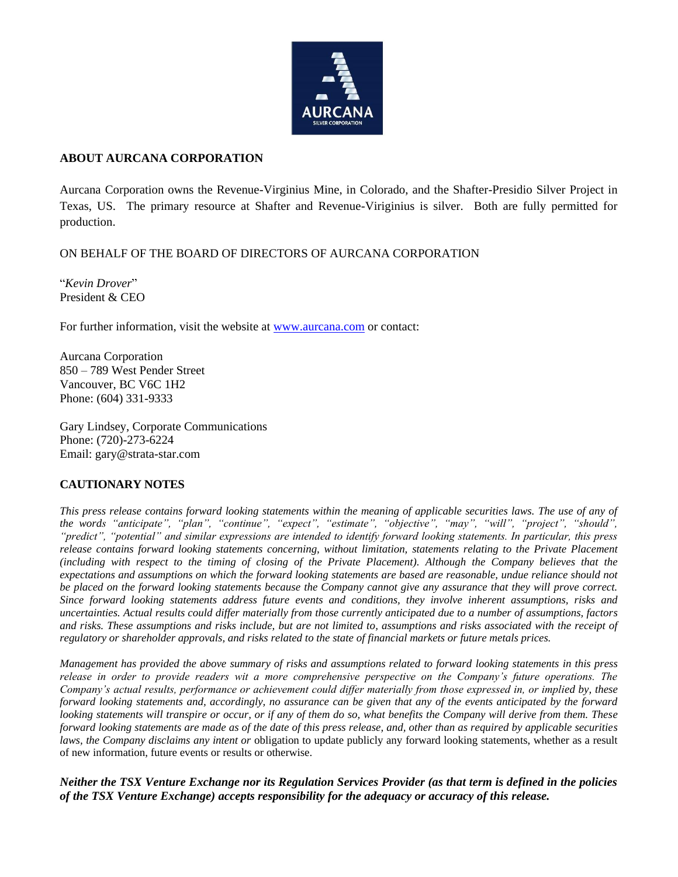## ABOUT AURCANA CORPORATION

Aurcana Corporation owns the Revenue-Virginius Mine, in Colorado, and the Shafter-Presidio Silver Project in Texas, US. The primary resource at Shafter and Revenue-Viriginius is silver. Both are fully permitted for production.

ON BEHALF OF THE BOARD OF DIRECTORS OF AURCANA CORPORATION

"*Kevin Drover*"
President & CEO

For further information, visit the website at [www.aurcana.com](www.aurcana.com) or contact:

Aurcana Corporation
850 – 789 West Pender Street
Vancouver, BC V6C 1H2
Phone: (604) 331-9333

Gary Lindsey, Corporate Communications
Phone: (720)-273-6224
Email: gary@strata-star.com

## CAUTIONARY NOTES

*This press release contains forward looking statements within the meaning of applicable securities laws. The use of any of the words "anticipate", "plan", "continue", "expect", "estimate", "objective", "may", "will", "project", "should", "predict", "potential" and similar expressions are intended to identify forward looking statements. In particular, this press release contains forward looking statements concerning, without limitation, statements relating to the Private Placement (including with respect to the timing of closing of the Private Placement). Although the Company believes that the expectations and assumptions on which the forward looking statements are based are reasonable, undue reliance should not be placed on the forward looking statements because the Company cannot give any assurance that they will prove correct. Since forward looking statements address future events and conditions, they involve inherent assumptions, risks and uncertainties. Actual results could differ materially from those currently anticipated due to a number of assumptions, factors and risks. These assumptions and risks include, but are not limited to, assumptions and risks associated with the receipt of regulatory or shareholder approvals, and risks related to the state of financial markets or future metals prices.*

*Management has provided the above summary of risks and assumptions related to forward looking statements in this press release in order to provide readers wit a more comprehensive perspective on the Company's future operations. The Company's actual results, performance or achievement could differ materially from those expressed in, or implied by, these forward looking statements and, accordingly, no assurance can be given that any of the events anticipated by the forward looking statements will transpire or occur, or if any of them do so, what benefits the Company will derive from them. These forward looking statements are made as of the date of this press release, and, other than as required by applicable securities laws, the Company disclaims any intent or* obligation to update publicly any forward looking statements, whether as a result of new information, future events or results or otherwise.

***Neither the TSX Venture Exchange nor its Regulation Services Provider (as that term is defined in the policies of the TSX Venture Exchange) accepts responsibility for the adequacy or accuracy of this release.***